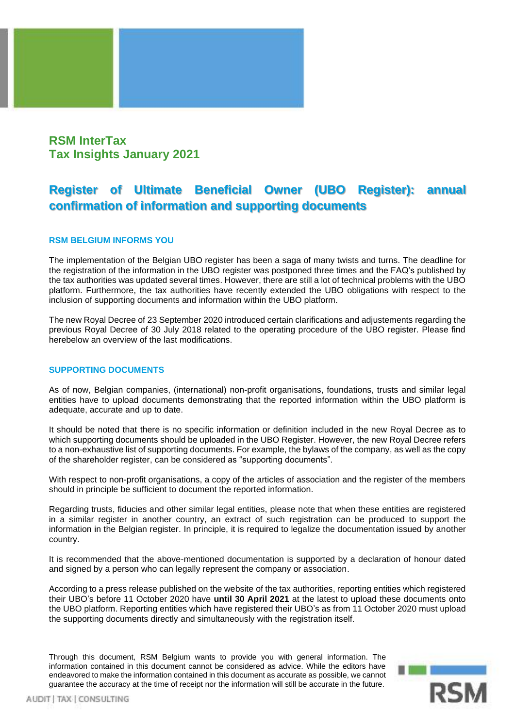# RSM InterTax
# Tax Insights January 2021

## Register of Ultimate Beneficial Owner (UBO Register): annual confirmation of information and supporting documents

### RSM BELGIUM INFORMS YOU

The implementation of the Belgian UBO register has been a saga of many twists and turns. The deadline for the registration of the information in the UBO register was postponed three times and the FAQ's published by the tax authorities was updated several times. However, there are still a lot of technical problems with the UBO platform. Furthermore, the tax authorities have recently extended the UBO obligations with respect to the inclusion of supporting documents and information within the UBO platform.

The new Royal Decree of 23 September 2020 introduced certain clarifications and adjustements regarding the previous Royal Decree of 30 July 2018 related to the operating procedure of the UBO register. Please find herebelow an overview of the last modifications.

### SUPPORTING DOCUMENTS

As of now, Belgian companies, (international) non-profit organisations, foundations, trusts and similar legal entities have to upload documents demonstrating that the reported information within the UBO platform is adequate, accurate and up to date.

It should be noted that there is no specific information or definition included in the new Royal Decree as to which supporting documents should be uploaded in the UBO Register. However, the new Royal Decree refers to a non-exhaustive list of supporting documents. For example, the bylaws of the company, as well as the copy of the shareholder register, can be considered as "supporting documents".

With respect to non-profit organisations, a copy of the articles of association and the register of the members should in principle be sufficient to document the reported information.

Regarding trusts, fiducies and other similar legal entities, please note that when these entities are registered in a similar register in another country, an extract of such registration can be produced to support the information in the Belgian register. In principle, it is required to legalize the documentation issued by another country.

It is recommended that the above-mentioned documentation is supported by a declaration of honour dated and signed by a person who can legally represent the company or association.

According to a press release published on the website of the tax authorities, reporting entities which registered their UBO's before 11 October 2020 have **until 30 April 2021** at the latest to upload these documents onto the UBO platform. Reporting entities which have registered their UBO's as from 11 October 2020 must upload the supporting documents directly and simultaneously with the registration itself.

Through this document, RSM Belgium wants to provide you with general information. The information contained in this document cannot be considered as advice. While the editors have endeavored to make the information contained in this document as accurate as possible, we cannot guarantee the accuracy at the time of receipt nor the information will still be accurate in the future.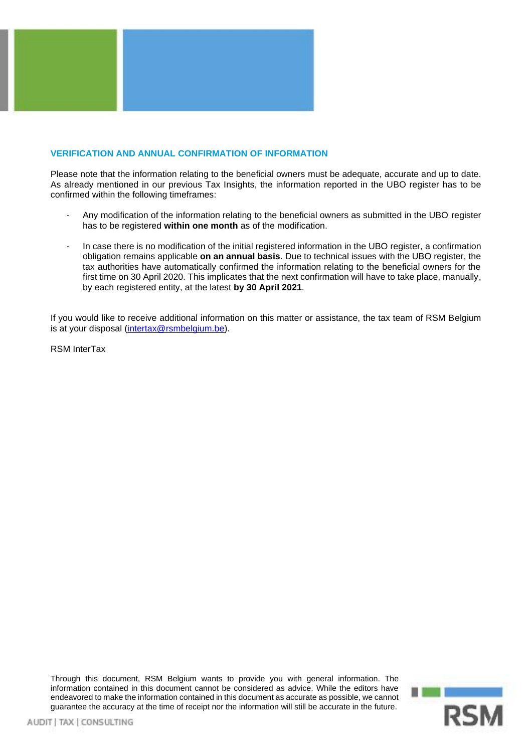## VERIFICATION AND ANNUAL CONFIRMATION OF INFORMATION

Please note that the information relating to the beneficial owners must be adequate, accurate and up to date. As already mentioned in our previous Tax Insights, the information reported in the UBO register has to be confirmed within the following timeframes:

- Any modification of the information relating to the beneficial owners as submitted in the UBO register has to be registered **within one month** as of the modification.
- In case there is no modification of the initial registered information in the UBO register, a confirmation obligation remains applicable **on an annual basis**. Due to technical issues with the UBO register, the tax authorities have automatically confirmed the information relating to the beneficial owners for the first time on 30 April 2020. This implicates that the next confirmation will have to take place, manually, by each registered entity, at the latest **by 30 April 2021**.

If you would like to receive additional information on this matter or assistance, the tax team of RSM Belgium is at your disposal (intertax@rsmbelgium.be).

RSM InterTax

Through this document, RSM Belgium wants to provide you with general information. The information contained in this document cannot be considered as advice. While the editors have endeavored to make the information contained in this document as accurate as possible, we cannot guarantee the accuracy at the time of receipt nor the information will still be accurate in the future.